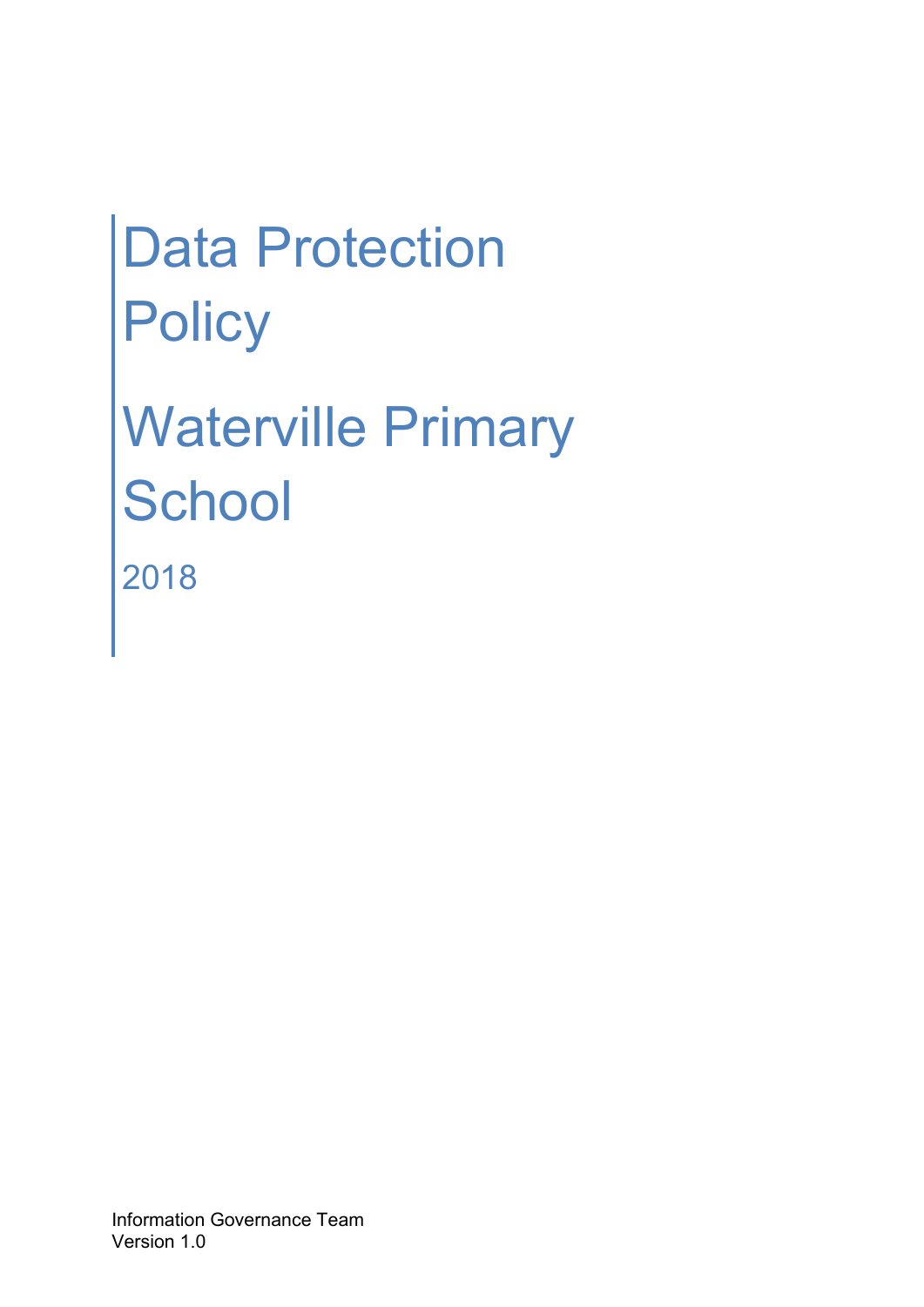# Data Protection Policy

# Waterville Primary School

2018

Information Governance Team
Version 1.0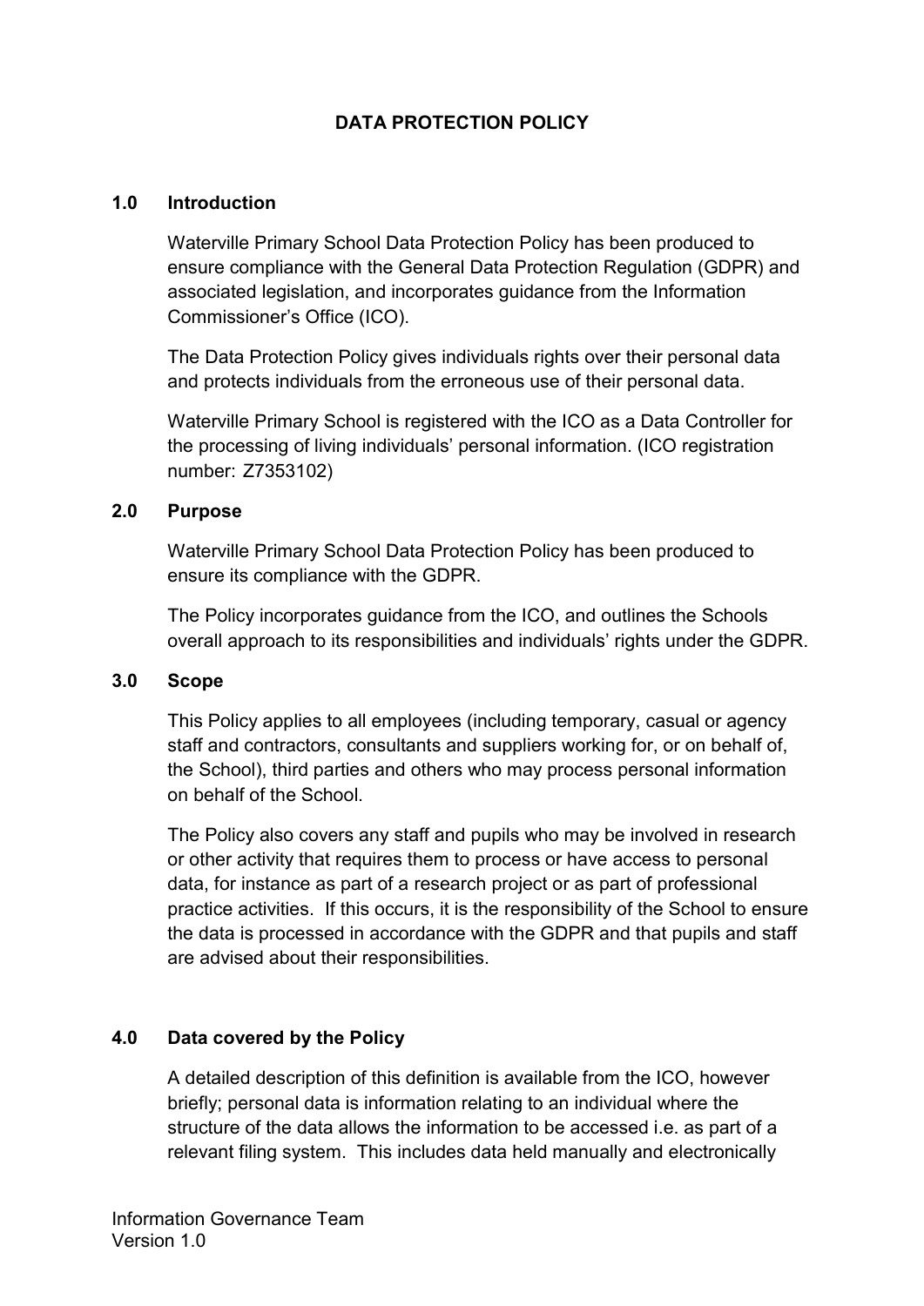# DATA PROTECTION POLICY

## 1.0 Introduction

Waterville Primary School Data Protection Policy has been produced to ensure compliance with the General Data Protection Regulation (GDPR) and associated legislation, and incorporates guidance from the Information Commissioner's Office (ICO).

The Data Protection Policy gives individuals rights over their personal data and protects individuals from the erroneous use of their personal data.

Waterville Primary School is registered with the ICO as a Data Controller for the processing of living individuals' personal information. (ICO registration number: Z7353102)

## 2.0 Purpose

Waterville Primary School Data Protection Policy has been produced to ensure its compliance with the GDPR.

The Policy incorporates guidance from the ICO, and outlines the Schools overall approach to its responsibilities and individuals' rights under the GDPR.

## 3.0 Scope

This Policy applies to all employees (including temporary, casual or agency staff and contractors, consultants and suppliers working for, or on behalf of, the School), third parties and others who may process personal information on behalf of the School.

The Policy also covers any staff and pupils who may be involved in research or other activity that requires them to process or have access to personal data, for instance as part of a research project or as part of professional practice activities. If this occurs, it is the responsibility of the School to ensure the data is processed in accordance with the GDPR and that pupils and staff are advised about their responsibilities.

## 4.0 Data covered by the Policy

A detailed description of this definition is available from the ICO, however briefly; personal data is information relating to an individual where the structure of the data allows the information to be accessed i.e. as part of a relevant filing system. This includes data held manually and electronically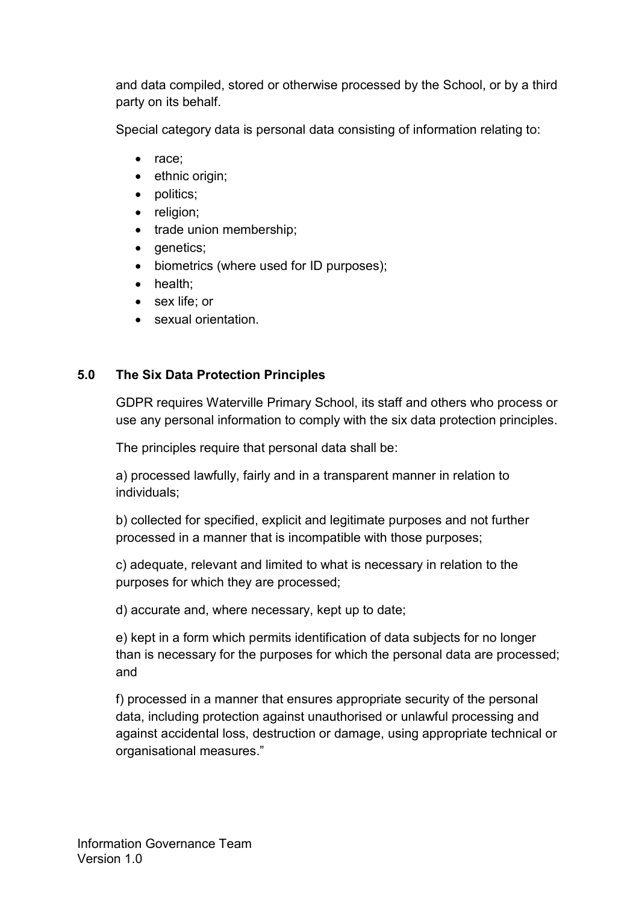and data compiled, stored or otherwise processed by the School, or by a third party on its behalf.

Special category data is personal data consisting of information relating to:

- race;
- ethnic origin;
- politics;
- religion;
- trade union membership;
- genetics;
- biometrics (where used for ID purposes);
- health;
- sex life; or
- sexual orientation.

## 5.0 The Six Data Protection Principles

GDPR requires Waterville Primary School, its staff and others who process or use any personal information to comply with the six data protection principles.

The principles require that personal data shall be:

a) processed lawfully, fairly and in a transparent manner in relation to individuals;

b) collected for specified, explicit and legitimate purposes and not further processed in a manner that is incompatible with those purposes;

c) adequate, relevant and limited to what is necessary in relation to the purposes for which they are processed;

d) accurate and, where necessary, kept up to date;

e) kept in a form which permits identification of data subjects for no longer than is necessary for the purposes for which the personal data are processed; and

f) processed in a manner that ensures appropriate security of the personal data, including protection against unauthorised or unlawful processing and against accidental loss, destruction or damage, using appropriate technical or organisational measures."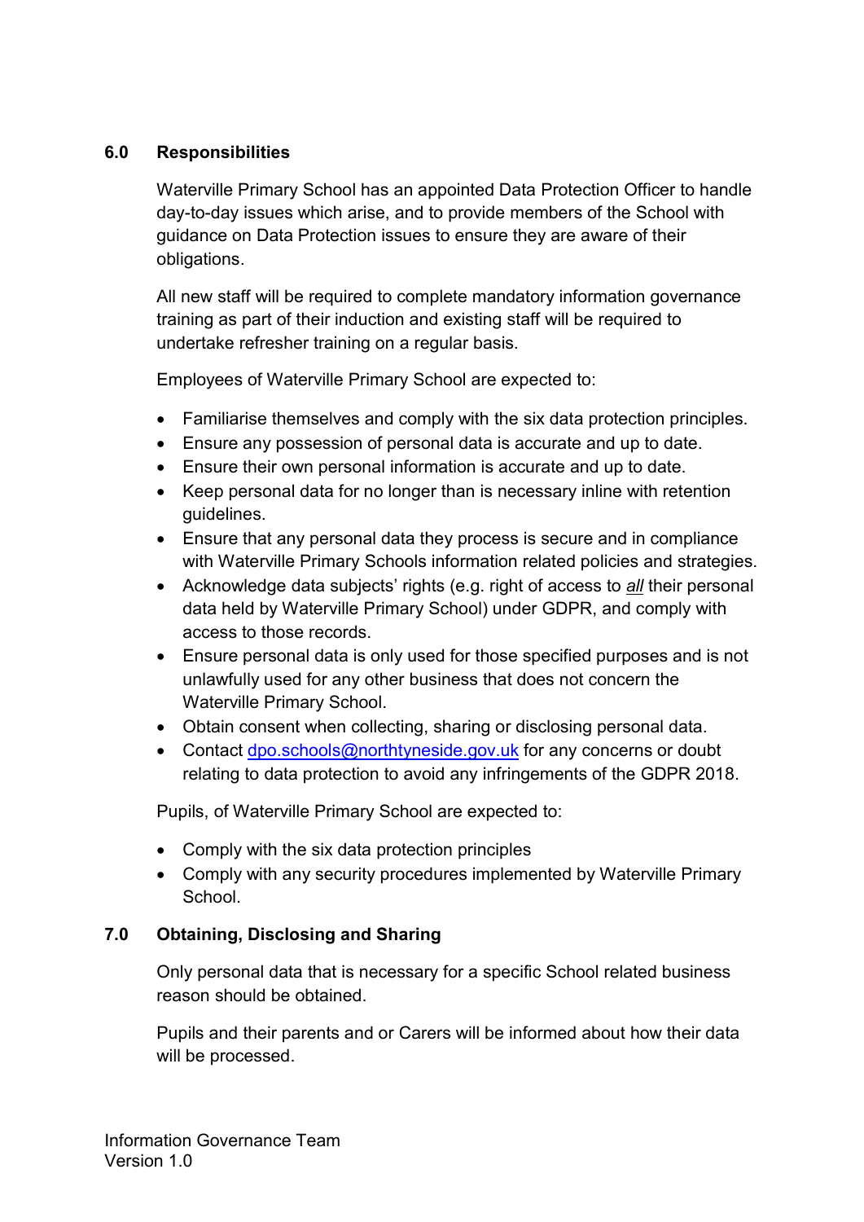## 6.0 Responsibilities

Waterville Primary School has an appointed Data Protection Officer to handle day-to-day issues which arise, and to provide members of the School with guidance on Data Protection issues to ensure they are aware of their obligations.

All new staff will be required to complete mandatory information governance training as part of their induction and existing staff will be required to undertake refresher training on a regular basis.

Employees of Waterville Primary School are expected to:

- Familiarise themselves and comply with the six data protection principles.
- Ensure any possession of personal data is accurate and up to date.
- Ensure their own personal information is accurate and up to date.
- Keep personal data for no longer than is necessary inline with retention guidelines.
- Ensure that any personal data they process is secure and in compliance with Waterville Primary Schools information related policies and strategies.
- Acknowledge data subjects' rights (e.g. right of access to ***all*** their personal data held by Waterville Primary School) under GDPR, and comply with access to those records.
- Ensure personal data is only used for those specified purposes and is not unlawfully used for any other business that does not concern the Waterville Primary School.
- Obtain consent when collecting, sharing or disclosing personal data.
- Contact [dpo.schools@northtyneside.gov.uk](mailto:dpo.schools@northtyneside.gov.uk) for any concerns or doubt relating to data protection to avoid any infringements of the GDPR 2018.

Pupils, of Waterville Primary School are expected to:

- Comply with the six data protection principles
- Comply with any security procedures implemented by Waterville Primary School.

## 7.0 Obtaining, Disclosing and Sharing

Only personal data that is necessary for a specific School related business reason should be obtained.

Pupils and their parents and or Carers will be informed about how their data will be processed.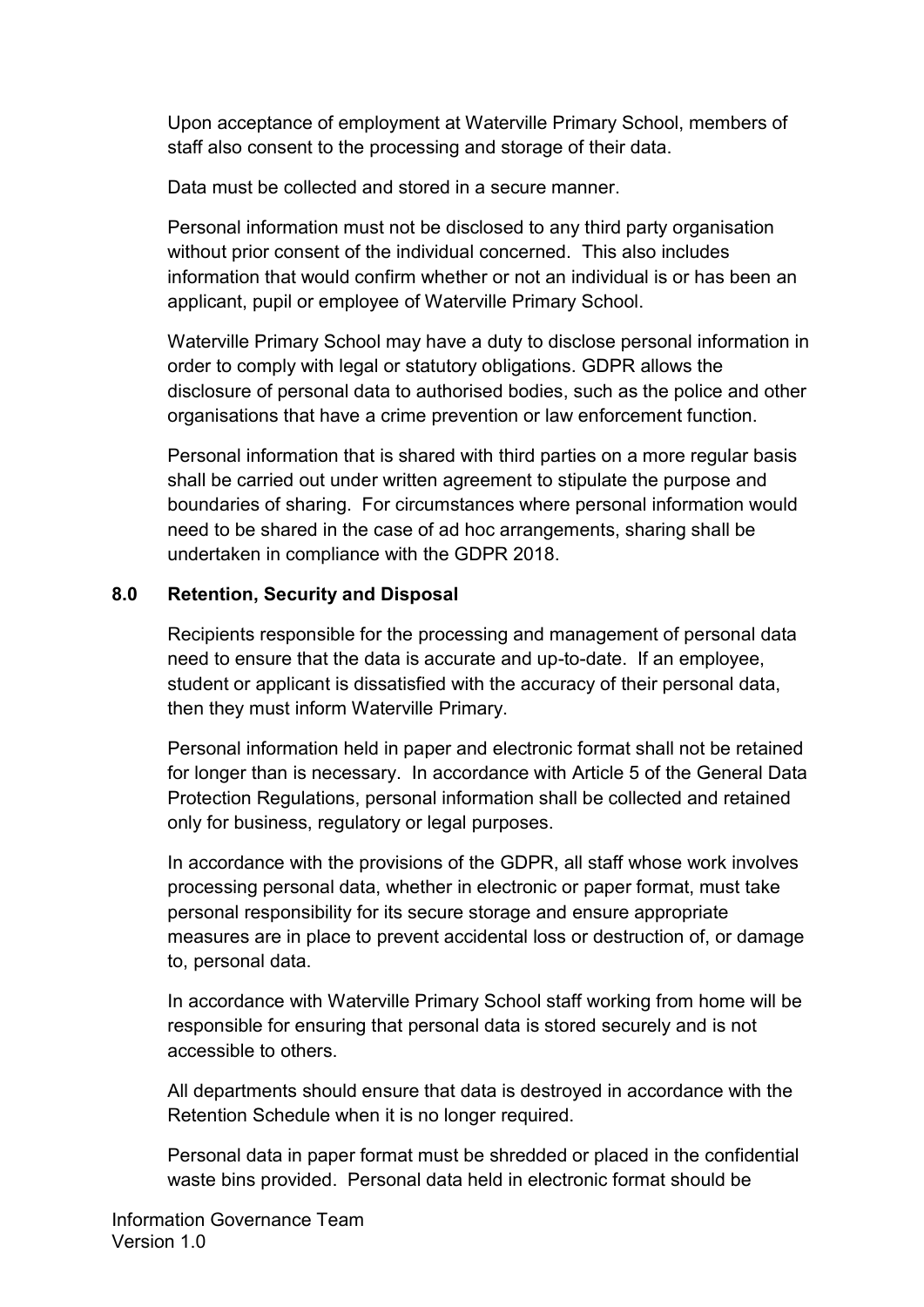Upon acceptance of employment at Waterville Primary School, members of staff also consent to the processing and storage of their data.

Data must be collected and stored in a secure manner.

Personal information must not be disclosed to any third party organisation without prior consent of the individual concerned. This also includes information that would confirm whether or not an individual is or has been an applicant, pupil or employee of Waterville Primary School.

Waterville Primary School may have a duty to disclose personal information in order to comply with legal or statutory obligations. GDPR allows the disclosure of personal data to authorised bodies, such as the police and other organisations that have a crime prevention or law enforcement function.

Personal information that is shared with third parties on a more regular basis shall be carried out under written agreement to stipulate the purpose and boundaries of sharing. For circumstances where personal information would need to be shared in the case of ad hoc arrangements, sharing shall be undertaken in compliance with the GDPR 2018.

## 8.0 Retention, Security and Disposal

Recipients responsible for the processing and management of personal data need to ensure that the data is accurate and up-to-date. If an employee, student or applicant is dissatisfied with the accuracy of their personal data, then they must inform Waterville Primary.

Personal information held in paper and electronic format shall not be retained for longer than is necessary. In accordance with Article 5 of the General Data Protection Regulations, personal information shall be collected and retained only for business, regulatory or legal purposes.

In accordance with the provisions of the GDPR, all staff whose work involves processing personal data, whether in electronic or paper format, must take personal responsibility for its secure storage and ensure appropriate measures are in place to prevent accidental loss or destruction of, or damage to, personal data.

In accordance with Waterville Primary School staff working from home will be responsible for ensuring that personal data is stored securely and is not accessible to others.

All departments should ensure that data is destroyed in accordance with the Retention Schedule when it is no longer required.

Personal data in paper format must be shredded or placed in the confidential waste bins provided. Personal data held in electronic format should be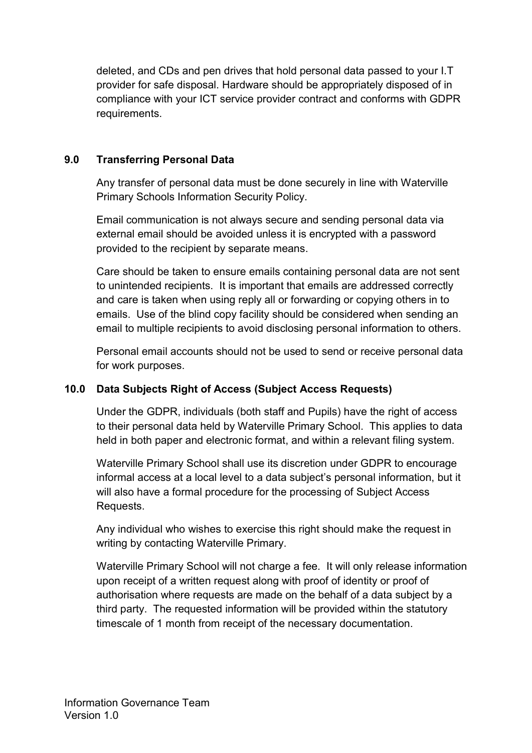deleted, and CDs and pen drives that hold personal data passed to your I.T provider for safe disposal. Hardware should be appropriately disposed of in compliance with your ICT service provider contract and conforms with GDPR requirements.

## 9.0 Transferring Personal Data

Any transfer of personal data must be done securely in line with Waterville Primary Schools Information Security Policy.

Email communication is not always secure and sending personal data via external email should be avoided unless it is encrypted with a password provided to the recipient by separate means.

Care should be taken to ensure emails containing personal data are not sent to unintended recipients. It is important that emails are addressed correctly and care is taken when using reply all or forwarding or copying others in to emails. Use of the blind copy facility should be considered when sending an email to multiple recipients to avoid disclosing personal information to others.

Personal email accounts should not be used to send or receive personal data for work purposes.

## 10.0 Data Subjects Right of Access (Subject Access Requests)

Under the GDPR, individuals (both staff and Pupils) have the right of access to their personal data held by Waterville Primary School. This applies to data held in both paper and electronic format, and within a relevant filing system.

Waterville Primary School shall use its discretion under GDPR to encourage informal access at a local level to a data subject's personal information, but it will also have a formal procedure for the processing of Subject Access Requests.

Any individual who wishes to exercise this right should make the request in writing by contacting Waterville Primary.

Waterville Primary School will not charge a fee. It will only release information upon receipt of a written request along with proof of identity or proof of authorisation where requests are made on the behalf of a data subject by a third party. The requested information will be provided within the statutory timescale of 1 month from receipt of the necessary documentation.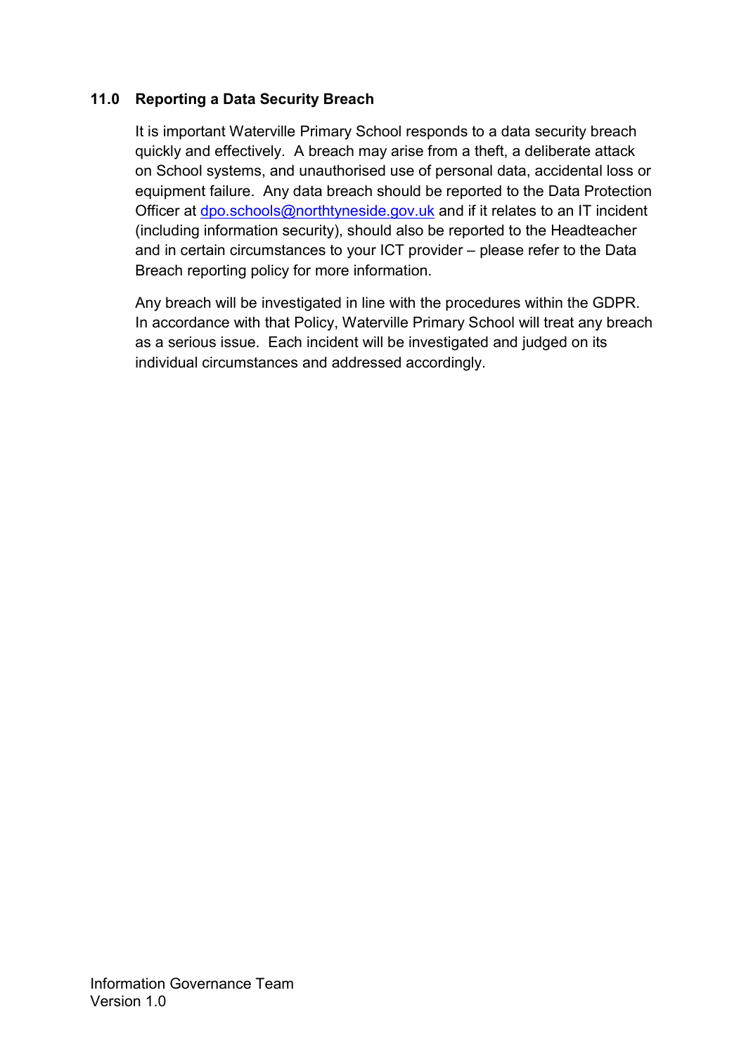## 11.0 Reporting a Data Security Breach

It is important Waterville Primary School responds to a data security breach quickly and effectively. A breach may arise from a theft, a deliberate attack on School systems, and unauthorised use of personal data, accidental loss or equipment failure. Any data breach should be reported to the Data Protection Officer at dpo.schools@northtyneside.gov.uk and if it relates to an IT incident (including information security), should also be reported to the Headteacher and in certain circumstances to your ICT provider – please refer to the Data Breach reporting policy for more information.

Any breach will be investigated in line with the procedures within the GDPR. In accordance with that Policy, Waterville Primary School will treat any breach as a serious issue. Each incident will be investigated and judged on its individual circumstances and addressed accordingly.